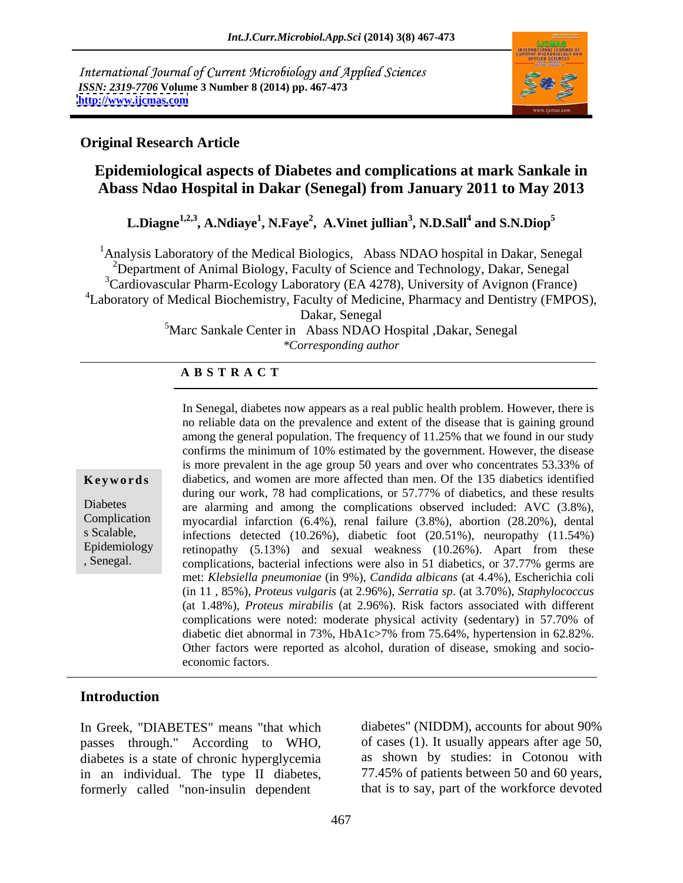International Journal of Current Microbiology and Applied Sciences
*ISSN: 2319-7706* **Volume 3 Number 8 (2014) pp. 467-473**
**http://www.ijcmas.com**

**Original Research Article**

# Epidemiological aspects of Diabetes and complications at mark Sankale in Abass Ndao Hospital in Dakar (Senegal) from January 2011 to May 2013

**L.Diagne[1,2,3], A.Ndiaye[1], N.Faye[2], A.Vinet jullian[3], N.D.Sall[4] and S.N.Diop[5]**

[1]Analysis Laboratory of the Medical Biologics, Abass NDAO hospital in Dakar, Senegal
[2]Department of Animal Biology, Faculty of Science and Technology, Dakar, Senegal
[3]Cardiovascular Pharm-Ecology Laboratory (EA 4278), University of Avignon (France)
[4]Laboratory of Medical Biochemistry, Faculty of Medicine, Pharmacy and Dentistry (FMPOS), Dakar, Senegal
[5]Marc Sankale Center in Abass NDAO Hospital ,Dakar, Senegal
*\*Corresponding author*

## A B S T R A C T

**Keywords**

Diabetes
Complications Scalable,
Epidemiology, Senegal.

In Senegal, diabetes now appears as a real public health problem. However, there is no reliable data on the prevalence and extent of the disease that is gaining ground among the general population. The frequency of 11.25% that we found in our study confirms the minimum of 10% estimated by the government. However, the disease is more prevalent in the age group 50 years and over who concentrates 53.33% of diabetics, and women are more affected than men. Of the 135 diabetics identified during our work, 78 had complications, or 57.77% of diabetics, and these results are alarming and among the complications observed included: AVC (3.8%), myocardial infarction (6.4%), renal failure (3.8%), abortion (28.20%), dental infections detected (10.26%), diabetic foot (20.51%), neuropathy (11.54%) retinopathy (5.13%) and sexual weakness (10.26%). Apart from these complications, bacterial infections were also in 51 diabetics, or 37.77% germs are met: *Klebsiella pneumoniae* (in 9%), *Candida albicans* (at 4.4%), Escherichia coli (in 11 , 85%), *Proteus vulgaris* (at 2.96%), *Serratia sp*. (at 3.70%), *Staphylococcus* (at 1.48%), *Proteus mirabilis* (at 2.96%). Risk factors associated with different complications were noted: moderate physical activity (sedentary) in 57.70% of diabetic diet abnormal in 73%, HbA1c>7% from 75.64%, hypertension in 62.82%. Other factors were reported as alcohol, duration of disease, smoking and socio-economic factors.

## Introduction

In Greek, "DIABETES" means "that which passes through." According to WHO, diabetes is a state of chronic hyperglycemia in an individual. The type II diabetes, formerly called "non-insulin dependent diabetes" (NIDDM), accounts for about 90% of cases (1). It usually appears after age 50, as shown by studies: in Cotonou with 77.45% of patients between 50 and 60 years, that is to say, part of the workforce devoted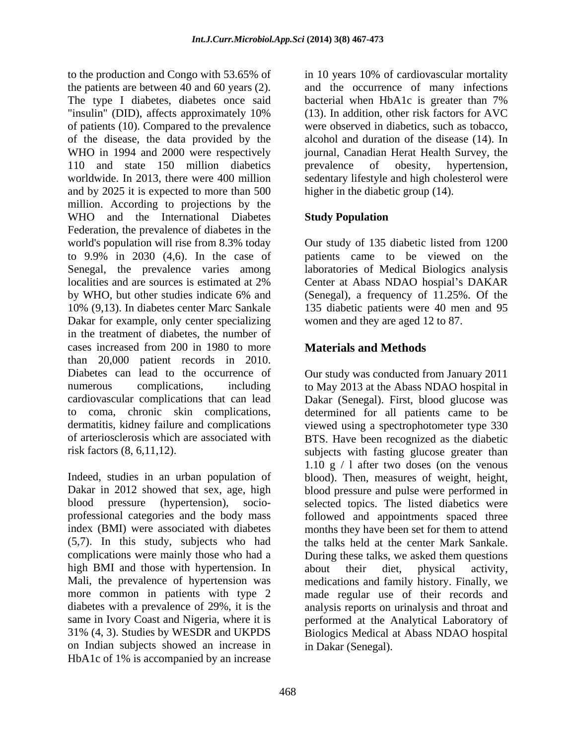to the production and Congo with 53.65% of the patients are between 40 and 60 years (2). The type I diabetes, diabetes once said "insulin" (DID), affects approximately 10% of patients (10). Compared to the prevalence of the disease, the data provided by the WHO in 1994 and 2000 were respectively 110 and state 150 million diabetics worldwide. In 2013, there were 400 million and by 2025 it is expected to more than 500 million. According to projections by the WHO and the International Diabetes Federation, the prevalence of diabetes in the world's population will rise from 8.3% today to 9.9% in 2030 (4,6). In the case of Senegal, the prevalence varies among localities and are sources is estimated at 2% by WHO, but other studies indicate 6% and 10% (9,13). In diabetes center Marc Sankale Dakar for example, only center specializing in the treatment of diabetes, the number of cases increased from 200 in 1980 to more than 20,000 patient records in 2010. Diabetes can lead to the occurrence of numerous complications, including cardiovascular complications that can lead to coma, chronic skin complications, dermatitis, kidney failure and complications of arteriosclerosis which are associated with risk factors (8, 6,11,12).

Indeed, studies in an urban population of Dakar in 2012 showed that sex, age, high blood pressure (hypertension), socio-professional categories and the body mass index (BMI) were associated with diabetes (5,7). In this study, subjects who had complications were mainly those who had a high BMI and those with hypertension. In Mali, the prevalence of hypertension was more common in patients with type 2 diabetes with a prevalence of 29%, it is the same in Ivory Coast and Nigeria, where it is 31% (4, 3). Studies by WESDR and UKPDS on Indian subjects showed an increase in HbA1c of 1% is accompanied by an increase in 10 years 10% of cardiovascular mortality and the occurrence of many infections bacterial when HbA1c is greater than 7% (13). In addition, other risk factors for AVC were observed in diabetics, such as tobacco, alcohol and duration of the disease (14). In journal, Canadian Herat Health Survey, the prevalence of obesity, hypertension, sedentary lifestyle and high cholesterol were higher in the diabetic group (14).

**Study Population**

Our study of 135 diabetic listed from 1200 patients came to be viewed on the laboratories of Medical Biologics analysis Center at Abass NDAO hospital's DAKAR (Senegal), a frequency of 11.25%. Of the 135 diabetic patients were 40 men and 95 women and they are aged 12 to 87.

## Materials and Methods

Our study was conducted from January 2011 to May 2013 at the Abass NDAO hospital in Dakar (Senegal). First, blood glucose was determined for all patients came to be viewed using a spectrophotometer type 330 BTS. Have been recognized as the diabetic subjects with fasting glucose greater than 1.10 g / l after two doses (on the venous blood). Then, measures of weight, height, blood pressure and pulse were performed in selected topics. The listed diabetics were followed and appointments spaced three months they have been set for them to attend the talks held at the center Mark Sankale. During these talks, we asked them questions about their diet, physical activity, medications and family history. Finally, we made regular use of their records and analysis reports on urinalysis and throat and performed at the Analytical Laboratory of Biologics Medical at Abass NDAO hospital in Dakar (Senegal).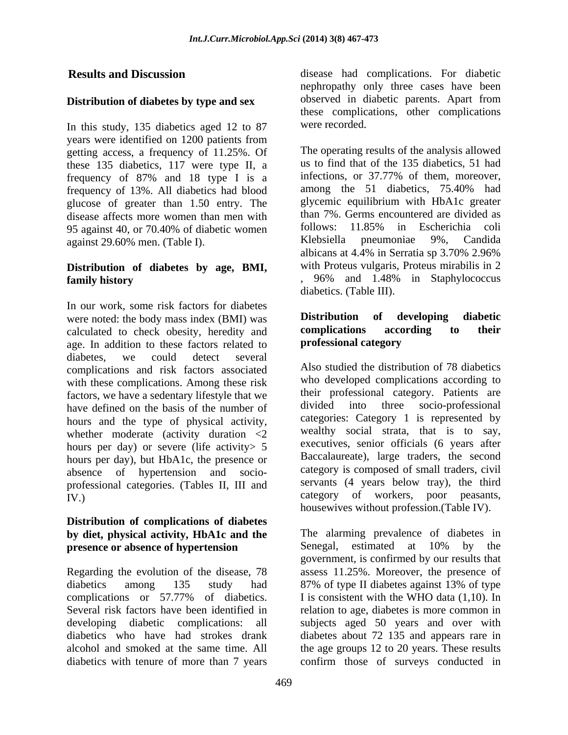## Results and Discussion

### Distribution of diabetes by type and sex

In this study, 135 diabetics aged 12 to 87 years were identified on 1200 patients from getting access, a frequency of 11.25%. Of these 135 diabetics, 117 were type II, a frequency of 87% and 18 type I is a frequency of 13%. All diabetics had blood glucose of greater than 1.50 entry. The disease affects more women than men with 95 against 40, or 70.40% of diabetic women against 29.60% men. (Table I).

### Distribution of diabetes by age, BMI, family history

In our work, some risk factors for diabetes were noted: the body mass index (BMI) was calculated to check obesity, heredity and age. In addition to these factors related to diabetes, we could detect several complications and risk factors associated with these complications. Among these risk factors, we have a sedentary lifestyle that we have defined on the basis of the number of hours and the type of physical activity, whether moderate (activity duration <2 hours per day) or severe (life activity> 5 hours per day), but HbA1c, the presence or absence of hypertension and socio-professional categories. (Tables II, III and IV.)

### Distribution of complications of diabetes by diet, physical activity, HbA1c and the presence or absence of hypertension

Regarding the evolution of the disease, 78 diabetics among 135 study had complications or 57.77% of diabetics. Several risk factors have been identified in developing diabetic complications: all diabetics who have had strokes drank alcohol and smoked at the same time. All diabetics with tenure of more than 7 years disease had complications. For diabetic nephropathy only three cases have been observed in diabetic parents. Apart from these complications, other complications were recorded.

The operating results of the analysis allowed us to find that of the 135 diabetics, 51 had infections, or 37.77% of them, moreover, among the 51 diabetics, 75.40% had glycemic equilibrium with HbA1c greater than 7%. Germs encountered are divided as follows: 11.85% in Escherichia coli Klebsiella pneumoniae 9%, Candida albicans at 4.4% in Serratia sp 3.70% 2.96% with Proteus vulgaris, Proteus mirabilis in 2 , 96% and 1.48% in Staphylococcus diabetics. (Table III).

### Distribution of developing diabetic complications according to their professional category

Also studied the distribution of 78 diabetics who developed complications according to their professional category. Patients are divided into three socio-professional categories: Category 1 is represented by wealthy social strata, that is to say, executives, senior officials (6 years after Baccalaureate), large traders, the second category is composed of small traders, civil servants (4 years below tray), the third category of workers, poor peasants, housewives without profession.(Table IV).

The alarming prevalence of diabetes in Senegal, estimated at 10% by the government, is confirmed by our results that assess 11.25%. Moreover, the presence of 87% of type II diabetes against 13% of type I is consistent with the WHO data (1,10). In relation to age, diabetes is more common in subjects aged 50 years and over with diabetes about 72 135 and appears rare in the age groups 12 to 20 years. These results confirm those of surveys conducted in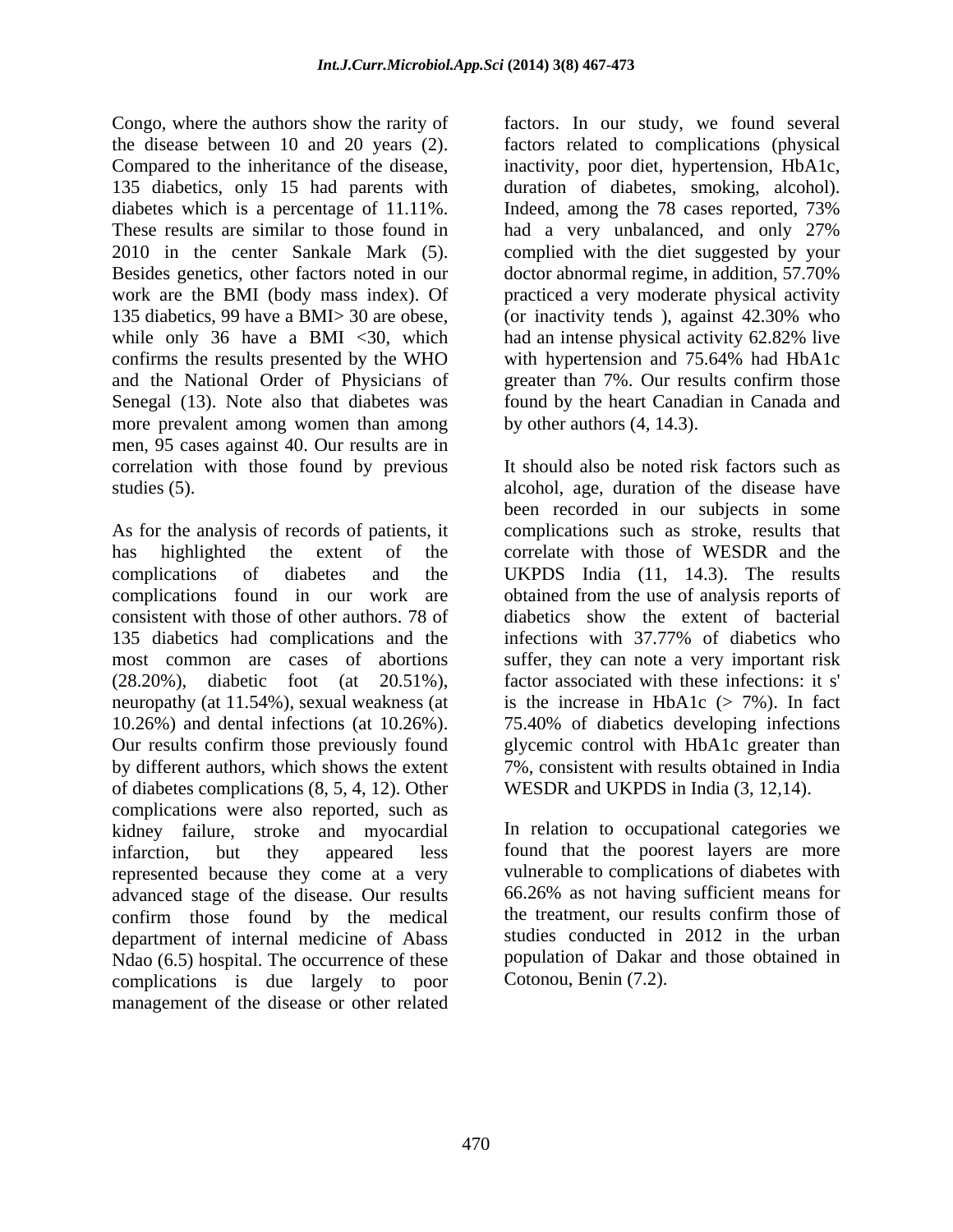Congo, where the authors show the rarity of the disease between 10 and 20 years (2). Compared to the inheritance of the disease, 135 diabetics, only 15 had parents with diabetes which is a percentage of 11.11%. These results are similar to those found in 2010 in the center Sankale Mark (5). Besides genetics, other factors noted in our work are the BMI (body mass index). Of 135 diabetics, 99 have a BMI> 30 are obese, while only 36 have a BMI <30, which confirms the results presented by the WHO and the National Order of Physicians of Senegal (13). Note also that diabetes was more prevalent among women than among men, 95 cases against 40. Our results are in correlation with those found by previous studies (5).

As for the analysis of records of patients, it has highlighted the extent of the complications of diabetes and the complications found in our work are consistent with those of other authors. 78 of 135 diabetics had complications and the most common are cases of abortions (28.20%), diabetic foot (at 20.51%), neuropathy (at 11.54%), sexual weakness (at 10.26%) and dental infections (at 10.26%). Our results confirm those previously found by different authors, which shows the extent of diabetes complications (8, 5, 4, 12). Other complications were also reported, such as kidney failure, stroke and myocardial infarction, but they appeared less represented because they come at a very advanced stage of the disease. Our results confirm those found by the medical department of internal medicine of Abass Ndao (6.5) hospital. The occurrence of these complications is due largely to poor management of the disease or other related factors. In our study, we found several factors related to complications (physical inactivity, poor diet, hypertension, HbA1c, duration of diabetes, smoking, alcohol). Indeed, among the 78 cases reported, 73% had a very unbalanced, and only 27% complied with the diet suggested by your doctor abnormal regime, in addition, 57.70% practiced a very moderate physical activity (or inactivity tends ), against 42.30% who had an intense physical activity 62.82% live with hypertension and 75.64% had HbA1c greater than 7%. Our results confirm those found by the heart Canadian in Canada and by other authors (4, 14.3).

It should also be noted risk factors such as alcohol, age, duration of the disease have been recorded in our subjects in some complications such as stroke, results that correlate with those of WESDR and the UKPDS India (11, 14.3). The results obtained from the use of analysis reports of diabetics show the extent of bacterial infections with 37.77% of diabetics who suffer, they can note a very important risk factor associated with these infections: it s' is the increase in HbA1c (> 7%). In fact 75.40% of diabetics developing infections glycemic control with HbA1c greater than 7%, consistent with results obtained in India WESDR and UKPDS in India (3, 12,14).

In relation to occupational categories we found that the poorest layers are more vulnerable to complications of diabetes with 66.26% as not having sufficient means for the treatment, our results confirm those of studies conducted in 2012 in the urban population of Dakar and those obtained in Cotonou, Benin (7.2).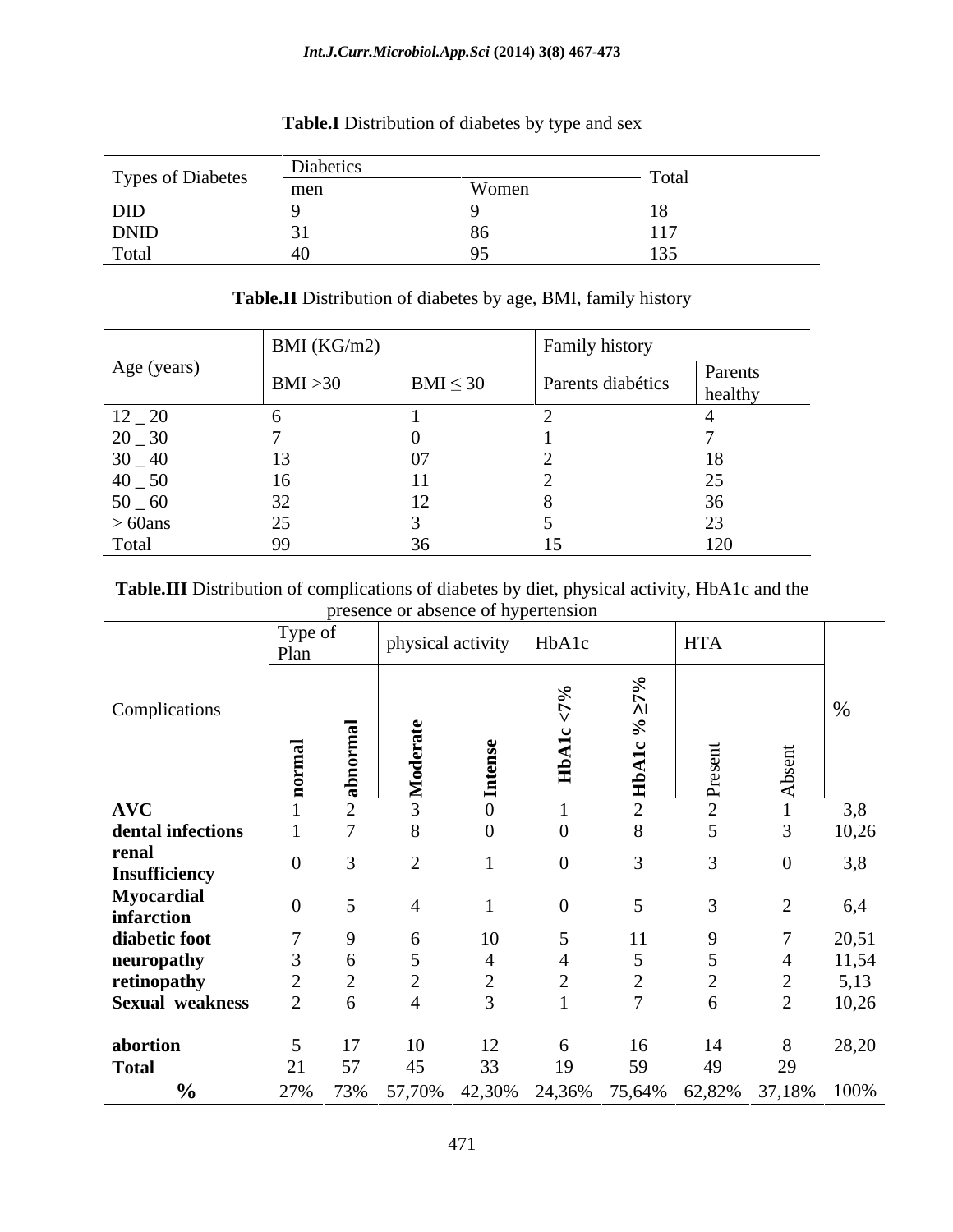**Table.I** Distribution of diabetes by type and sex

| Types of Diabetes | Diabetics | | Total |
|---|---|---|---|
| | men | Women | |
| DID | 9 | 9 | 18 |
| DNID | 31 | 86 | 117 |
| Total | 40 | 95 | 135 |

**Table.II** Distribution of diabetes by age, BMI, family history

| Age (years) | BMI (KG/m2) | | Family history | |
|---|---|---|---|---|
| | BMI >30 | BMI ≤ 30 | Parents diabétics | Parents healthy |
| 12 _ 20 | 6 | 1 | 2 | 4 |
| 20 _ 30 | 7 | 0 | 1 | 7 |
| 30 _ 40 | 13 | 07 | 2 | 18 |
| 40 _ 50 | 16 | 11 | 2 | 25 |
| 50 _ 60 | 32 | 12 | 8 | 36 |
| > 60ans | 25 | 3 | 5 | 23 |
| Total | 99 | 36 | 15 | 120 |

**Table.III** Distribution of complications of diabetes by diet, physical activity, HbA1c and the presence or absence of hypertension

| Complications | Type of Plan | | physical activity | | HbA1c | | HTA | | % |
|---|---|---|---|---|---|---|---|---|---|
| | **normal** | **abnormal** | **Moderate** | **Intense** | **HbA1c <7%** | **HbA1c % ≥7%** | Present | Absent | |
| **AVC** | 1 | 2 | 3 | 0 | 1 | 2 | 2 | 1 | 3,8 |
| **dental infections** | 1 | 7 | 8 | 0 | 0 | 8 | 5 | 3 | 10,26 |
| **renal Insufficiency** | 0 | 3 | 2 | 1 | 0 | 3 | 3 | 0 | 3,8 |
| **Myocardial infarction** | 0 | 5 | 4 | 1 | 0 | 5 | 3 | 2 | 6,4 |
| **diabetic foot** | 7 | 9 | 6 | 10 | 5 | 11 | 9 | 7 | 20,51 |
| **neuropathy** | 3 | 6 | 5 | 4 | 4 | 5 | 5 | 4 | 11,54 |
| **retinopathy** | 2 | 2 | 2 | 2 | 2 | 2 | 2 | 2 | 5,13 |
| **Sexual weakness** | 2 | 6 | 4 | 3 | 1 | 7 | 6 | 2 | 10,26 |
| **abortion** | 5 | 17 | 10 | 12 | 6 | 16 | 14 | 8 | 28,20 |
| **Total** | 21 | 57 | 45 | 33 | 19 | 59 | 49 | 29 | |
| **%** | 27% | 73% | 57,70% | 42,30% | 24,36% | 75,64% | 62,82% | 37,18% | 100% |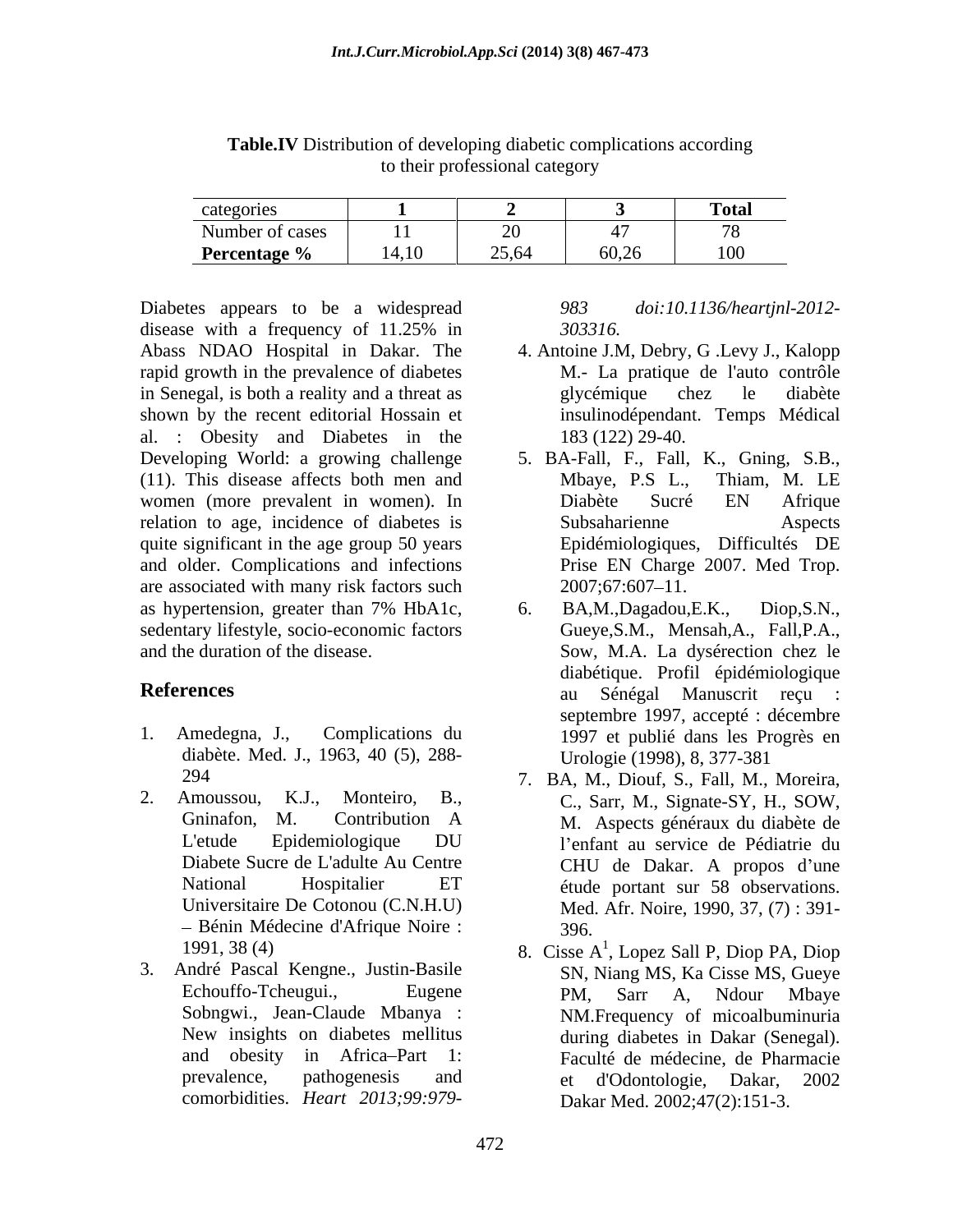**Table.IV** Distribution of developing diabetic complications according to their professional category

| categories | **1** | **2** | **3** | **Total** |
|---|---|---|---|---|
| Number of cases | 11 | 20 | 47 | 78 |
| **Percentage %** | 14,10 | 25,64 | 60,26 | 100 |

Diabetes appears to be a widespread disease with a frequency of 11.25% in Abass NDAO Hospital in Dakar. The rapid growth in the prevalence of diabetes in Senegal, is both a reality and a threat as shown by the recent editorial Hossain et al. : Obesity and Diabetes in the Developing World: a growing challenge (11). This disease affects both men and women (more prevalent in women). In relation to age, incidence of diabetes is quite significant in the age group 50 years and older. Complications and infections are associated with many risk factors such as hypertension, greater than 7% HbA1c, sedentary lifestyle, socio-economic factors and the duration of the disease.

## References

1. Amedegna, J., Complications du diabète. Med. J., 1963, 40 (5), 288-294
2. Amoussou, K.J., Monteiro, B., Gninafon, M. Contribution A L'etude Epidemiologique DU Diabete Sucre de L'adulte Au Centre National Hospitalier ET Universitaire De Cotonou (C.N.H.U) – Bénin Médecine d'Afrique Noire : 1991, 38 (4)
3. André Pascal Kengne., Justin-Basile Echouffo-Tcheugui., Eugene Sobngwi., Jean-Claude Mbanya : New insights on diabetes mellitus and obesity in Africa–Part 1: prevalence, pathogenesis and comorbidities. *Heart 2013;99:979-983 doi:10.1136/heartjnl-2012-303316.*
4. Antoine J.M, Debry, G .Levy J., Kalopp M.- La pratique de l'auto contrôle glycémique chez le diabète insulinodépendant. Temps Médical 183 (122) 29-40.
5. BA-Fall, F., Fall, K., Gning, S.B., Mbaye, P.S L., Thiam, M. LE Diabète Sucré EN Afrique Subsaharienne Aspects Epidémiologiques, Difficultés DE Prise EN Charge 2007. Med Trop. 2007;67:607–11.
6. BA,M.,Dagadou,E.K., Diop,S.N., Gueye,S.M., Mensah,A., Fall,P.A., Sow, M.A. La dysérection chez le diabétique. Profil épidémiologique au Sénégal Manuscrit reçu : septembre 1997, accepté : décembre 1997 et publié dans les Progrès en Urologie (1998), 8, 377-381
7. BA, M., Diouf, S., Fall, M., Moreira, C., Sarr, M., Signate-SY, H., SOW, M. Aspects généraux du diabète de l'enfant au service de Pédiatrie du CHU de Dakar. A propos d'une étude portant sur 58 observations. Med. Afr. Noire, 1990, 37, (7) : 391-396.
8. Cisse A[1], Lopez Sall P, Diop PA, Diop SN, Niang MS, Ka Cisse MS, Gueye PM, Sarr A, Ndour Mbaye NM.Frequency of micoalbuminuria during diabetes in Dakar (Senegal). Faculté de médecine, de Pharmacie et d'Odontologie, Dakar, 2002 Dakar Med. 2002;47(2):151-3.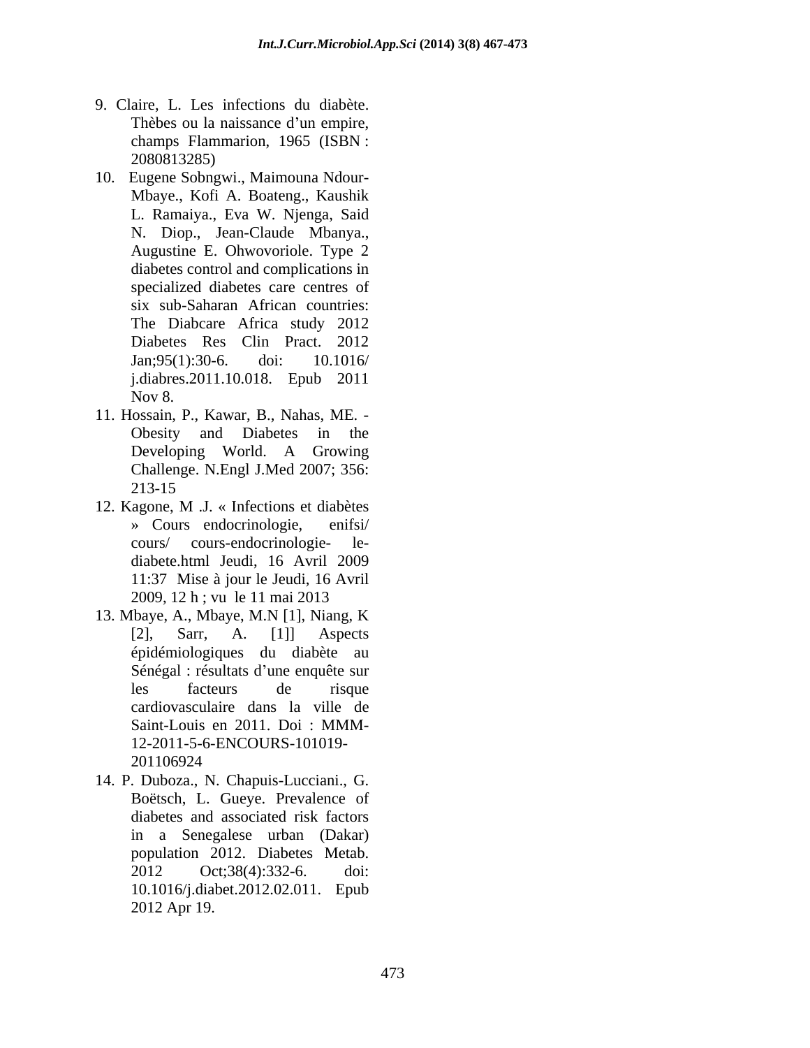9. Claire, L. Les infections du diabète. Thèbes ou la naissance d'un empire, champs Flammarion, 1965 (ISBN : 2080813285)
10. Eugene Sobngwi., Maimouna Ndour-Mbaye., Kofi A. Boateng., Kaushik L. Ramaiya., Eva W. Njenga, Said N. Diop., Jean-Claude Mbanya., Augustine E. Ohwovoriole. Type 2 diabetes control and complications in specialized diabetes care centres of six sub-Saharan African countries: The Diabcare Africa study 2012 Diabetes Res Clin Pract. 2012 Jan;95(1):30-6. doi: 10.1016/ j.diabres.2011.10.018. Epub 2011 Nov 8.
11. Hossain, P., Kawar, B., Nahas, ME. - Obesity and Diabetes in the Developing World. A Growing Challenge. N.Engl J.Med 2007; 356: 213-15
12. Kagone, M .J. « Infections et diabètes » Cours endocrinologie, enifsi/ cours/ cours-endocrinologie- le-diabete.html Jeudi, 16 Avril 2009 11:37 Mise à jour le Jeudi, 16 Avril 2009, 12 h ; vu le 11 mai 2013
13. Mbaye, A., Mbaye, M.N [1], Niang, K [2], Sarr, A. [1]] Aspects épidémiologiques du diabète au Sénégal : résultats d'une enquête sur les facteurs de risque cardiovasculaire dans la ville de Saint-Louis en 2011. Doi : MMM-12-2011-5-6-ENCOURS-101019-201106924
14. P. Duboza., N. Chapuis-Lucciani., G. Boëtsch, L. Gueye. Prevalence of diabetes and associated risk factors in a Senegalese urban (Dakar) population 2012. Diabetes Metab. 2012 Oct;38(4):332-6. doi: 10.1016/j.diabet.2012.02.011. Epub 2012 Apr 19.